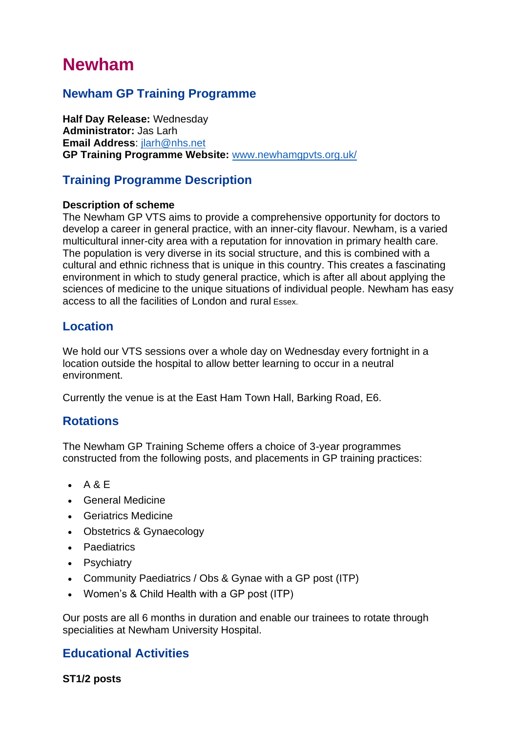# Newham

## Newham GP Training Programme

**Half Day Release:** Wednesday
**Administrator:** Jas Larh
**Email Address**: jlarh@nhs.net
**GP Training Programme Website:** www.newhamgpvts.org.uk/

## Training Programme Description

**Description of scheme**
The Newham GP VTS aims to provide a comprehensive opportunity for doctors to develop a career in general practice, with an inner-city flavour. Newham, is a varied multicultural inner-city area with a reputation for innovation in primary health care. The population is very diverse in its social structure, and this is combined with a cultural and ethnic richness that is unique in this country. This creates a fascinating environment in which to study general practice, which is after all about applying the sciences of medicine to the unique situations of individual people. Newham has easy access to all the facilities of London and rural Essex.

## Location

We hold our VTS sessions over a whole day on Wednesday every fortnight in a location outside the hospital to allow better learning to occur in a neutral environment.

Currently the venue is at the East Ham Town Hall, Barking Road, E6.

## Rotations

The Newham GP Training Scheme offers a choice of 3-year programmes constructed from the following posts, and placements in GP training practices:

- A & E
- General Medicine
- Geriatrics Medicine
- Obstetrics & Gynaecology
- Paediatrics
- Psychiatry
- Community Paediatrics / Obs & Gynae with a GP post (ITP)
- Women's & Child Health with a GP post (ITP)

Our posts are all 6 months in duration and enable our trainees to rotate through specialities at Newham University Hospital.

## Educational Activities

**ST1/2 posts**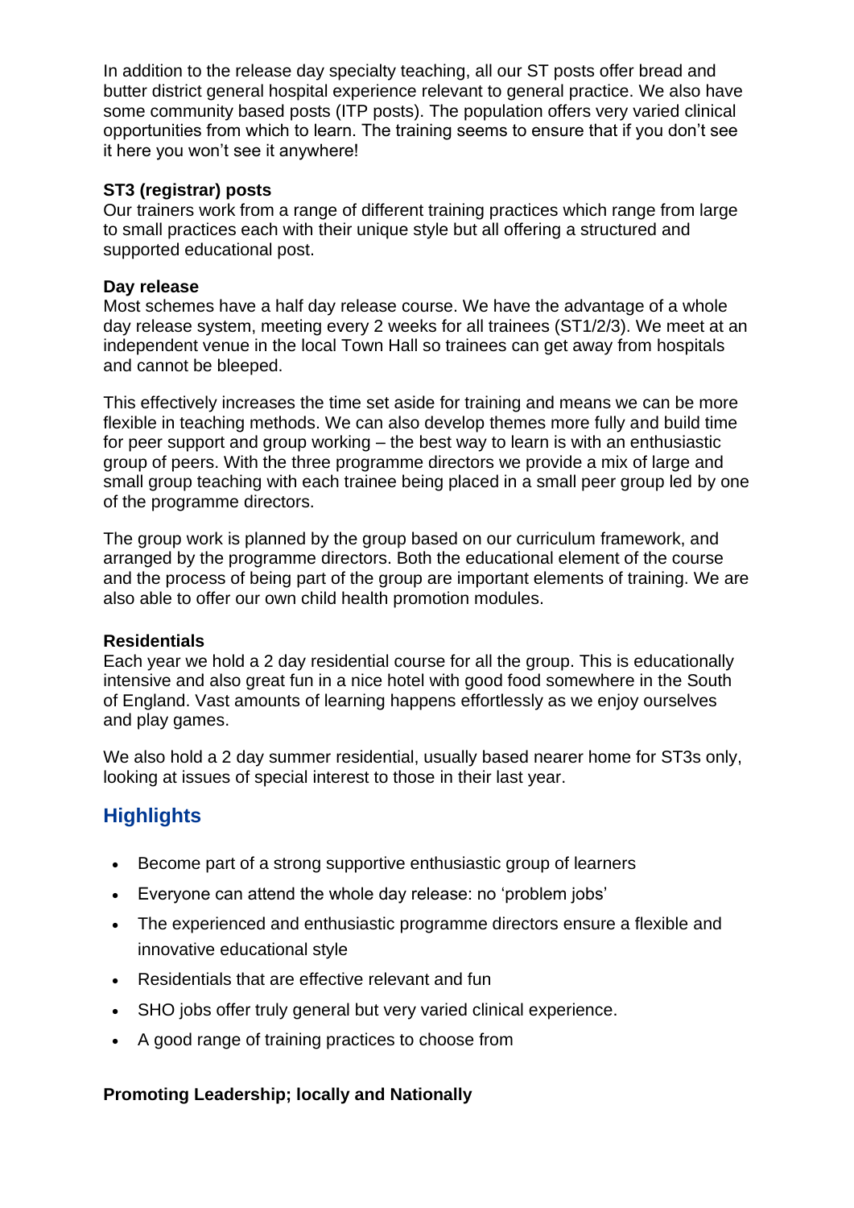In addition to the release day specialty teaching, all our ST posts offer bread and butter district general hospital experience relevant to general practice. We also have some community based posts (ITP posts). The population offers very varied clinical opportunities from which to learn. The training seems to ensure that if you don't see it here you won't see it anywhere!

**ST3 (registrar) posts**

Our trainers work from a range of different training practices which range from large to small practices each with their unique style but all offering a structured and supported educational post.

**Day release**

Most schemes have a half day release course. We have the advantage of a whole day release system, meeting every 2 weeks for all trainees (ST1/2/3). We meet at an independent venue in the local Town Hall so trainees can get away from hospitals and cannot be bleeped.

This effectively increases the time set aside for training and means we can be more flexible in teaching methods. We can also develop themes more fully and build time for peer support and group working – the best way to learn is with an enthusiastic group of peers. With the three programme directors we provide a mix of large and small group teaching with each trainee being placed in a small peer group led by one of the programme directors.

The group work is planned by the group based on our curriculum framework, and arranged by the programme directors. Both the educational element of the course and the process of being part of the group are important elements of training. We are also able to offer our own child health promotion modules.

**Residentials**

Each year we hold a 2 day residential course for all the group. This is educationally intensive and also great fun in a nice hotel with good food somewhere in the South of England. Vast amounts of learning happens effortlessly as we enjoy ourselves and play games.

We also hold a 2 day summer residential, usually based nearer home for ST3s only, looking at issues of special interest to those in their last year.

## Highlights

- Become part of a strong supportive enthusiastic group of learners
- Everyone can attend the whole day release: no 'problem jobs'
- The experienced and enthusiastic programme directors ensure a flexible and innovative educational style
- Residentials that are effective relevant and fun
- SHO jobs offer truly general but very varied clinical experience.
- A good range of training practices to choose from

**Promoting Leadership; locally and Nationally**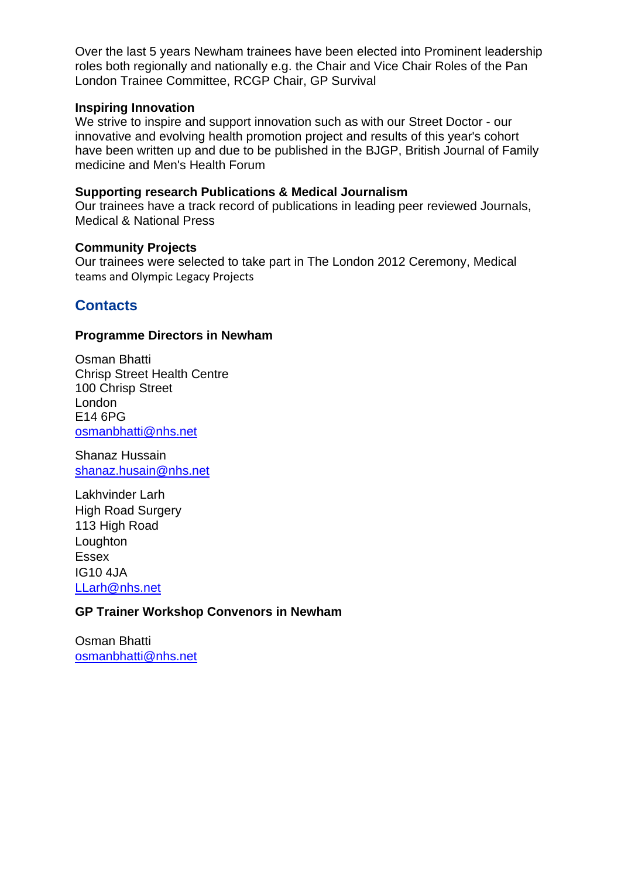Over the last 5 years Newham trainees have been elected into Prominent leadership roles both regionally and nationally e.g. the Chair and Vice Chair Roles of the Pan London Trainee Committee, RCGP Chair, GP Survival

**Inspiring Innovation**
We strive to inspire and support innovation such as with our Street Doctor - our innovative and evolving health promotion project and results of this year's cohort have been written up and due to be published in the BJGP, British Journal of Family medicine and Men's Health Forum

**Supporting research Publications & Medical Journalism**
Our trainees have a track record of publications in leading peer reviewed Journals, Medical & National Press

**Community Projects**
Our trainees were selected to take part in The London 2012 Ceremony, Medical teams and Olympic Legacy Projects

## Contacts

**Programme Directors in Newham**

Osman Bhatti
Chrisp Street Health Centre
100 Chrisp Street
London
E14 6PG
osmanbhatti@nhs.net

Shanaz Hussain
shanaz.husain@nhs.net

Lakhvinder Larh
High Road Surgery
113 High Road
Loughton
Essex
IG10 4JA
LLarh@nhs.net

**GP Trainer Workshop Convenors in Newham**

Osman Bhatti
osmanbhatti@nhs.net